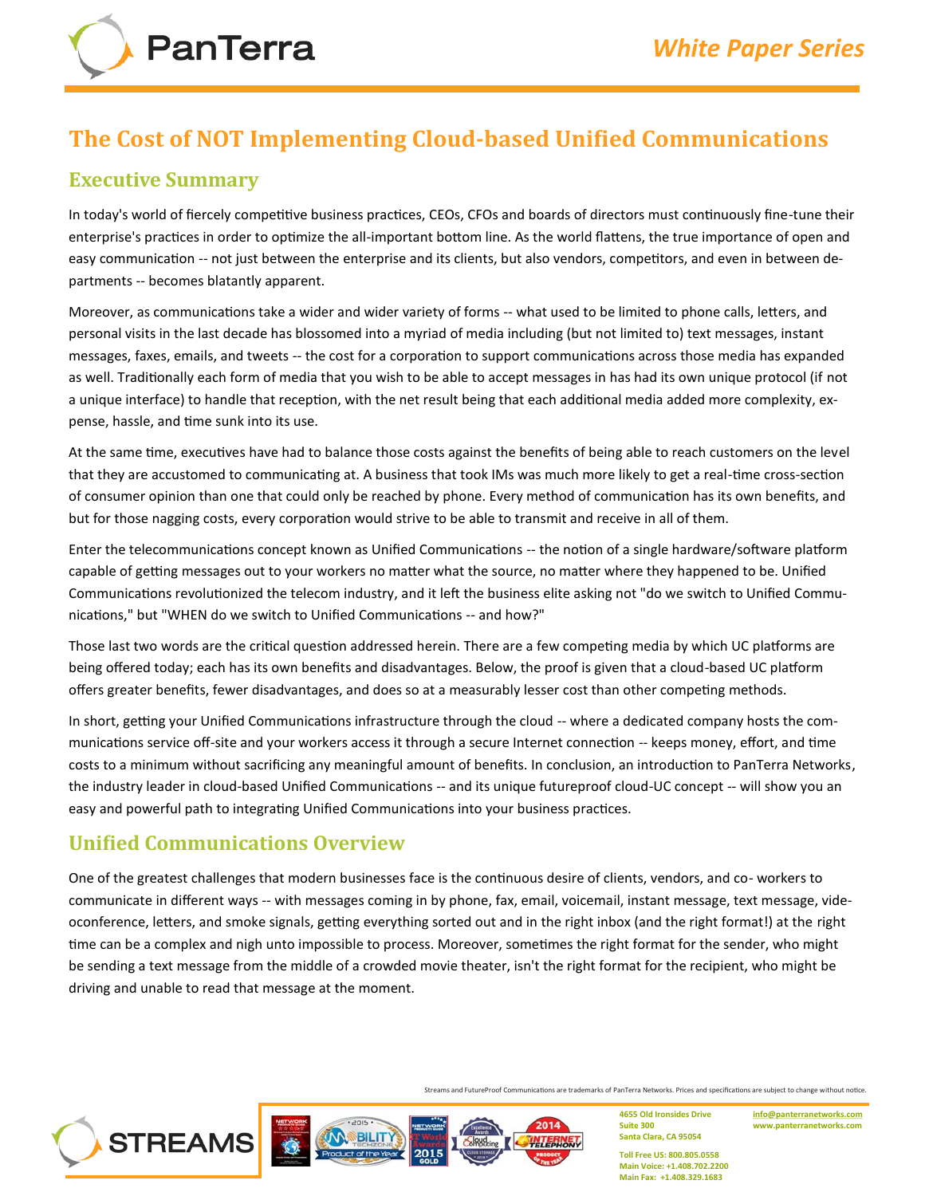# The Cost of NOT Implementing Cloud-based Unified Communications

## Executive Summary

In today's world of fiercely competitive business practices, CEOs, CFOs and boards of directors must continuously fine-tune their enterprise's practices in order to optimize the all-important bottom line. As the world flattens, the true importance of open and easy communication -- not just between the enterprise and its clients, but also vendors, competitors, and even in between departments -- becomes blatantly apparent.

Moreover, as communications take a wider and wider variety of forms -- what used to be limited to phone calls, letters, and personal visits in the last decade has blossomed into a myriad of media including (but not limited to) text messages, instant messages, faxes, emails, and tweets -- the cost for a corporation to support communications across those media has expanded as well. Traditionally each form of media that you wish to be able to accept messages in has had its own unique protocol (if not a unique interface) to handle that reception, with the net result being that each additional media added more complexity, expense, hassle, and time sunk into its use.

At the same time, executives have had to balance those costs against the benefits of being able to reach customers on the level that they are accustomed to communicating at. A business that took IMs was much more likely to get a real-time cross-section of consumer opinion than one that could only be reached by phone. Every method of communication has its own benefits, and but for those nagging costs, every corporation would strive to be able to transmit and receive in all of them.

Enter the telecommunications concept known as Unified Communications -- the notion of a single hardware/software platform capable of getting messages out to your workers no matter what the source, no matter where they happened to be. Unified Communications revolutionized the telecom industry, and it left the business elite asking not "do we switch to Unified Communications," but "WHEN do we switch to Unified Communications -- and how?"

Those last two words are the critical question addressed herein. There are a few competing media by which UC platforms are being offered today; each has its own benefits and disadvantages. Below, the proof is given that a cloud-based UC platform offers greater benefits, fewer disadvantages, and does so at a measurably lesser cost than other competing methods.

In short, getting your Unified Communications infrastructure through the cloud -- where a dedicated company hosts the communications service off-site and your workers access it through a secure Internet connection -- keeps money, effort, and time costs to a minimum without sacrificing any meaningful amount of benefits. In conclusion, an introduction to PanTerra Networks, the industry leader in cloud-based Unified Communications -- and its unique futureproof cloud-UC concept -- will show you an easy and powerful path to integrating Unified Communications into your business practices.

## Unified Communications Overview

One of the greatest challenges that modern businesses face is the continuous desire of clients, vendors, and co- workers to communicate in different ways -- with messages coming in by phone, fax, email, voicemail, instant message, text message, videoconference, letters, and smoke signals, getting everything sorted out and in the right inbox (and the right format!) at the right time can be a complex and nigh unto impossible to process. Moreover, sometimes the right format for the sender, who might be sending a text message from the middle of a crowded movie theater, isn't the right format for the recipient, who might be driving and unable to read that message at the moment.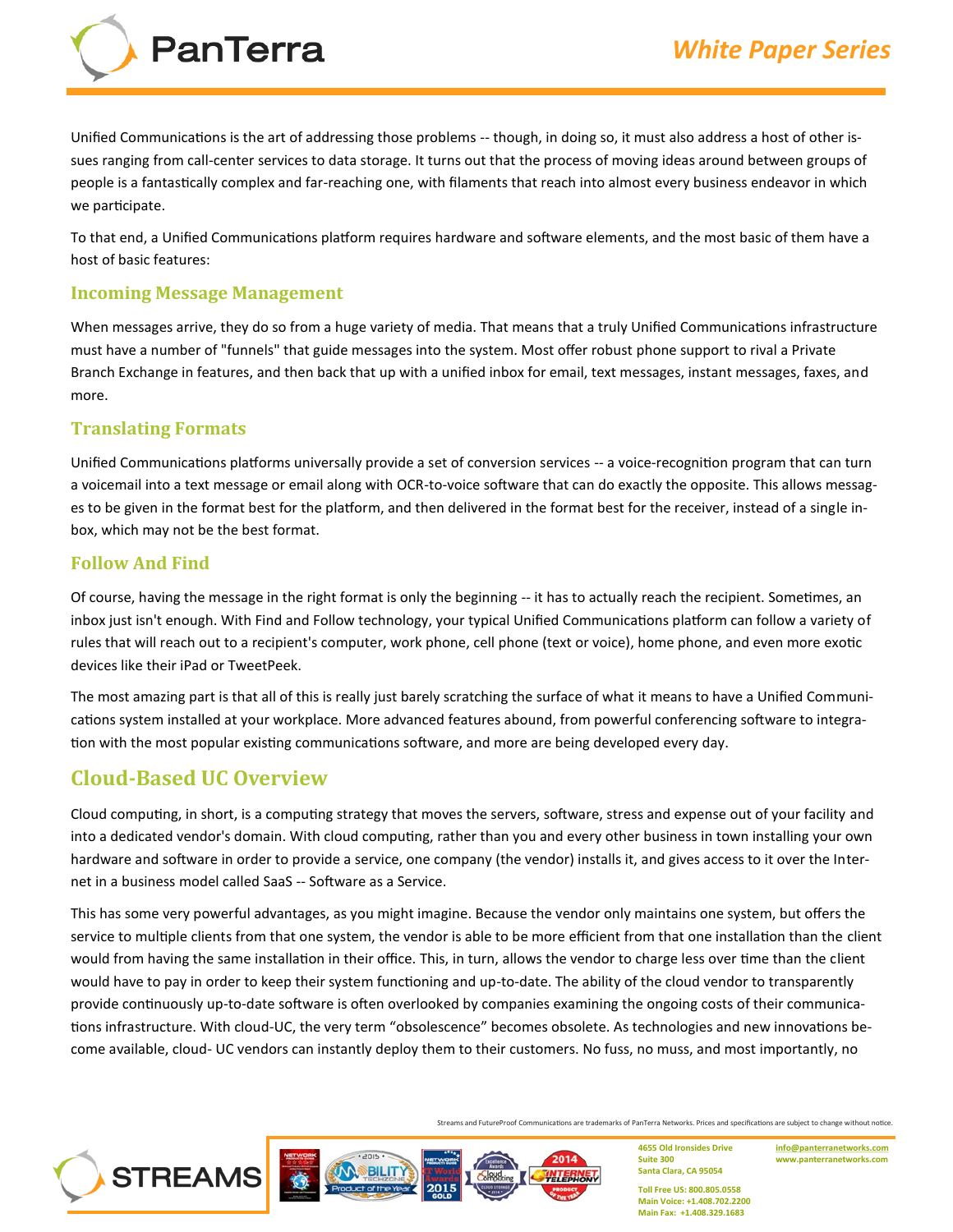Unified Communications is the art of addressing those problems -- though, in doing so, it must also address a host of other issues ranging from call-center services to data storage. It turns out that the process of moving ideas around between groups of people is a fantastically complex and far-reaching one, with filaments that reach into almost every business endeavor in which we participate.

To that end, a Unified Communications platform requires hardware and software elements, and the most basic of them have a host of basic features:

### Incoming Message Management

When messages arrive, they do so from a huge variety of media. That means that a truly Unified Communications infrastructure must have a number of "funnels" that guide messages into the system. Most offer robust phone support to rival a Private Branch Exchange in features, and then back that up with a unified inbox for email, text messages, instant messages, faxes, and more.

### Translating Formats

Unified Communications platforms universally provide a set of conversion services -- a voice-recognition program that can turn a voicemail into a text message or email along with OCR-to-voice software that can do exactly the opposite. This allows messages to be given in the format best for the platform, and then delivered in the format best for the receiver, instead of a single inbox, which may not be the best format.

### Follow And Find

Of course, having the message in the right format is only the beginning -- it has to actually reach the recipient. Sometimes, an inbox just isn't enough. With Find and Follow technology, your typical Unified Communications platform can follow a variety of rules that will reach out to a recipient's computer, work phone, cell phone (text or voice), home phone, and even more exotic devices like their iPad or TweetPeek.

The most amazing part is that all of this is really just barely scratching the surface of what it means to have a Unified Communications system installed at your workplace. More advanced features abound, from powerful conferencing software to integration with the most popular existing communications software, and more are being developed every day.

## Cloud-Based UC Overview

Cloud computing, in short, is a computing strategy that moves the servers, software, stress and expense out of your facility and into a dedicated vendor's domain. With cloud computing, rather than you and every other business in town installing your own hardware and software in order to provide a service, one company (the vendor) installs it, and gives access to it over the Internet in a business model called SaaS -- Software as a Service.

This has some very powerful advantages, as you might imagine. Because the vendor only maintains one system, but offers the service to multiple clients from that one system, the vendor is able to be more efficient from that one installation than the client would from having the same installation in their office. This, in turn, allows the vendor to charge less over time than the client would have to pay in order to keep their system functioning and up-to-date. The ability of the cloud vendor to transparently provide continuously up-to-date software is often overlooked by companies examining the ongoing costs of their communications infrastructure. With cloud-UC, the very term "obsolescence" becomes obsolete. As technologies and new innovations become available, cloud- UC vendors can instantly deploy them to their customers. No fuss, no muss, and most importantly, no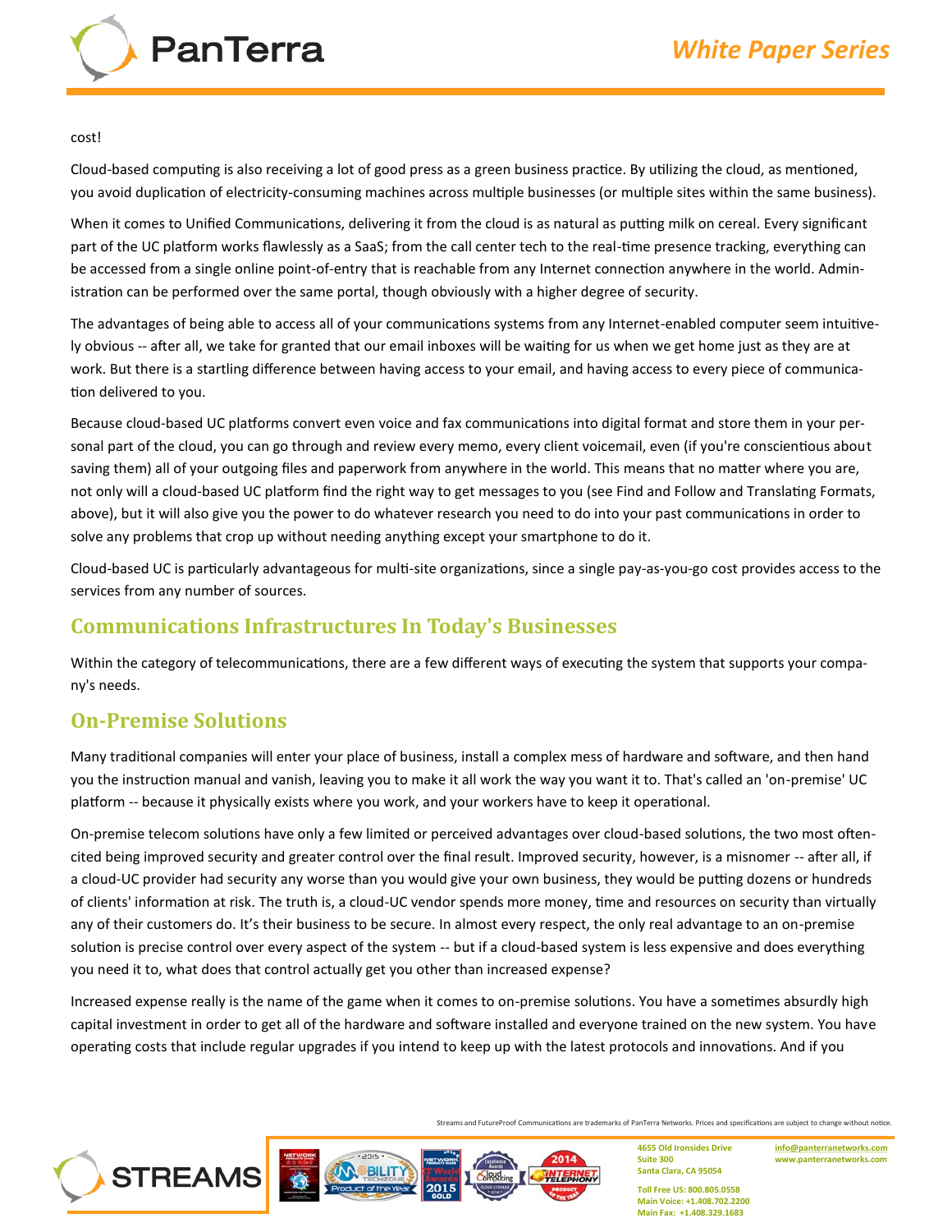cost!

Cloud-based computing is also receiving a lot of good press as a green business practice. By utilizing the cloud, as mentioned, you avoid duplication of electricity-consuming machines across multiple businesses (or multiple sites within the same business).

When it comes to Unified Communications, delivering it from the cloud is as natural as putting milk on cereal. Every significant part of the UC platform works flawlessly as a SaaS; from the call center tech to the real-time presence tracking, everything can be accessed from a single online point-of-entry that is reachable from any Internet connection anywhere in the world. Administration can be performed over the same portal, though obviously with a higher degree of security.

The advantages of being able to access all of your communications systems from any Internet-enabled computer seem intuitively obvious -- after all, we take for granted that our email inboxes will be waiting for us when we get home just as they are at work. But there is a startling difference between having access to your email, and having access to every piece of communication delivered to you.

Because cloud-based UC platforms convert even voice and fax communications into digital format and store them in your personal part of the cloud, you can go through and review every memo, every client voicemail, even (if you're conscientious about saving them) all of your outgoing files and paperwork from anywhere in the world. This means that no matter where you are, not only will a cloud-based UC platform find the right way to get messages to you (see Find and Follow and Translating Formats, above), but it will also give you the power to do whatever research you need to do into your past communications in order to solve any problems that crop up without needing anything except your smartphone to do it.

Cloud-based UC is particularly advantageous for multi-site organizations, since a single pay-as-you-go cost provides access to the services from any number of sources.

## Communications Infrastructures In Today's Businesses

Within the category of telecommunications, there are a few different ways of executing the system that supports your company's needs.

## On-Premise Solutions

Many traditional companies will enter your place of business, install a complex mess of hardware and software, and then hand you the instruction manual and vanish, leaving you to make it all work the way you want it to. That's called an 'on-premise' UC platform -- because it physically exists where you work, and your workers have to keep it operational.

On-premise telecom solutions have only a few limited or perceived advantages over cloud-based solutions, the two most often-cited being improved security and greater control over the final result. Improved security, however, is a misnomer -- after all, if a cloud-UC provider had security any worse than you would give your own business, they would be putting dozens or hundreds of clients' information at risk. The truth is, a cloud-UC vendor spends more money, time and resources on security than virtually any of their customers do. It's their business to be secure. In almost every respect, the only real advantage to an on-premise solution is precise control over every aspect of the system -- but if a cloud-based system is less expensive and does everything you need it to, what does that control actually get you other than increased expense?

Increased expense really is the name of the game when it comes to on-premise solutions. You have a sometimes absurdly high capital investment in order to get all of the hardware and software installed and everyone trained on the new system. You have operating costs that include regular upgrades if you intend to keep up with the latest protocols and innovations. And if you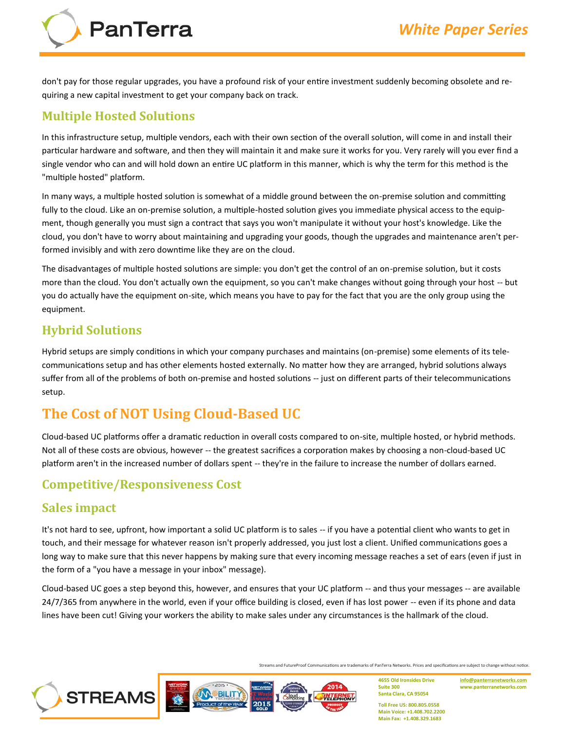don't pay for those regular upgrades, you have a profound risk of your entire investment suddenly becoming obsolete and requiring a new capital investment to get your company back on track.

## Multiple Hosted Solutions

In this infrastructure setup, multiple vendors, each with their own section of the overall solution, will come in and install their particular hardware and software, and then they will maintain it and make sure it works for you. Very rarely will you ever find a single vendor who can and will hold down an entire UC platform in this manner, which is why the term for this method is the "multiple hosted" platform.

In many ways, a multiple hosted solution is somewhat of a middle ground between the on-premise solution and committing fully to the cloud. Like an on-premise solution, a multiple-hosted solution gives you immediate physical access to the equipment, though generally you must sign a contract that says you won't manipulate it without your host's knowledge. Like the cloud, you don't have to worry about maintaining and upgrading your goods, though the upgrades and maintenance aren't performed invisibly and with zero downtime like they are on the cloud.

The disadvantages of multiple hosted solutions are simple: you don't get the control of an on-premise solution, but it costs more than the cloud. You don't actually own the equipment, so you can't make changes without going through your host -- but you do actually have the equipment on-site, which means you have to pay for the fact that you are the only group using the equipment.

## Hybrid Solutions

Hybrid setups are simply conditions in which your company purchases and maintains (on-premise) some elements of its telecommunications setup and has other elements hosted externally. No matter how they are arranged, hybrid solutions always suffer from all of the problems of both on-premise and hosted solutions -- just on different parts of their telecommunications setup.

# The Cost of NOT Using Cloud-Based UC

Cloud-based UC platforms offer a dramatic reduction in overall costs compared to on-site, multiple hosted, or hybrid methods. Not all of these costs are obvious, however -- the greatest sacrifices a corporation makes by choosing a non-cloud-based UC platform aren't in the increased number of dollars spent -- they're in the failure to increase the number of dollars earned.

## Competitive/Responsiveness Cost

## Sales impact

It's not hard to see, upfront, how important a solid UC platform is to sales -- if you have a potential client who wants to get in touch, and their message for whatever reason isn't properly addressed, you just lost a client. Unified communications goes a long way to make sure that this never happens by making sure that every incoming message reaches a set of ears (even if just in the form of a "you have a message in your inbox" message).

Cloud-based UC goes a step beyond this, however, and ensures that your UC platform -- and thus your messages -- are available 24/7/365 from anywhere in the world, even if your office building is closed, even if has lost power -- even if its phone and data lines have been cut! Giving your workers the ability to make sales under any circumstances is the hallmark of the cloud.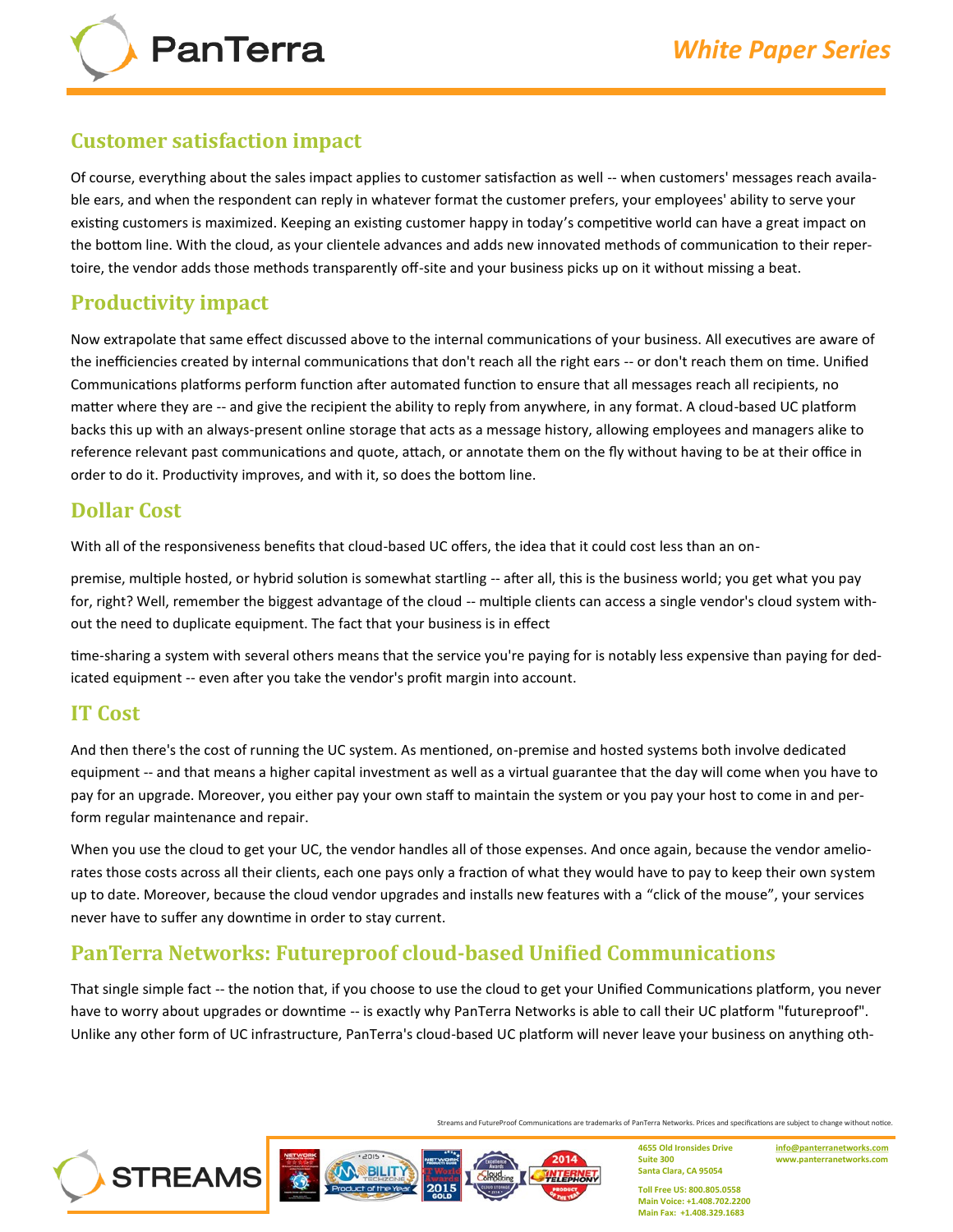## Customer satisfaction impact

Of course, everything about the sales impact applies to customer satisfaction as well -- when customers' messages reach available ears, and when the respondent can reply in whatever format the customer prefers, your employees' ability to serve your existing customers is maximized. Keeping an existing customer happy in today's competitive world can have a great impact on the bottom line. With the cloud, as your clientele advances and adds new innovated methods of communication to their repertoire, the vendor adds those methods transparently off-site and your business picks up on it without missing a beat.

## Productivity impact

Now extrapolate that same effect discussed above to the internal communications of your business. All executives are aware of the inefficiencies created by internal communications that don't reach all the right ears -- or don't reach them on time. Unified Communications platforms perform function after automated function to ensure that all messages reach all recipients, no matter where they are -- and give the recipient the ability to reply from anywhere, in any format. A cloud-based UC platform backs this up with an always-present online storage that acts as a message history, allowing employees and managers alike to reference relevant past communications and quote, attach, or annotate them on the fly without having to be at their office in order to do it. Productivity improves, and with it, so does the bottom line.

## Dollar Cost

With all of the responsiveness benefits that cloud-based UC offers, the idea that it could cost less than an on-premise, multiple hosted, or hybrid solution is somewhat startling -- after all, this is the business world; you get what you pay for, right? Well, remember the biggest advantage of the cloud -- multiple clients can access a single vendor's cloud system without the need to duplicate equipment. The fact that your business is in effect time-sharing a system with several others means that the service you're paying for is notably less expensive than paying for dedicated equipment -- even after you take the vendor's profit margin into account.

## IT Cost

And then there's the cost of running the UC system. As mentioned, on-premise and hosted systems both involve dedicated equipment -- and that means a higher capital investment as well as a virtual guarantee that the day will come when you have to pay for an upgrade. Moreover, you either pay your own staff to maintain the system or you pay your host to come in and perform regular maintenance and repair.

When you use the cloud to get your UC, the vendor handles all of those expenses. And once again, because the vendor ameliorates those costs across all their clients, each one pays only a fraction of what they would have to pay to keep their own system up to date. Moreover, because the cloud vendor upgrades and installs new features with a "click of the mouse", your services never have to suffer any downtime in order to stay current.

## PanTerra Networks: Futureproof cloud-based Unified Communications

That single simple fact -- the notion that, if you choose to use the cloud to get your Unified Communications platform, you never have to worry about upgrades or downtime -- is exactly why PanTerra Networks is able to call their UC platform "futureproof". Unlike any other form of UC infrastructure, PanTerra's cloud-based UC platform will never leave your business on anything oth-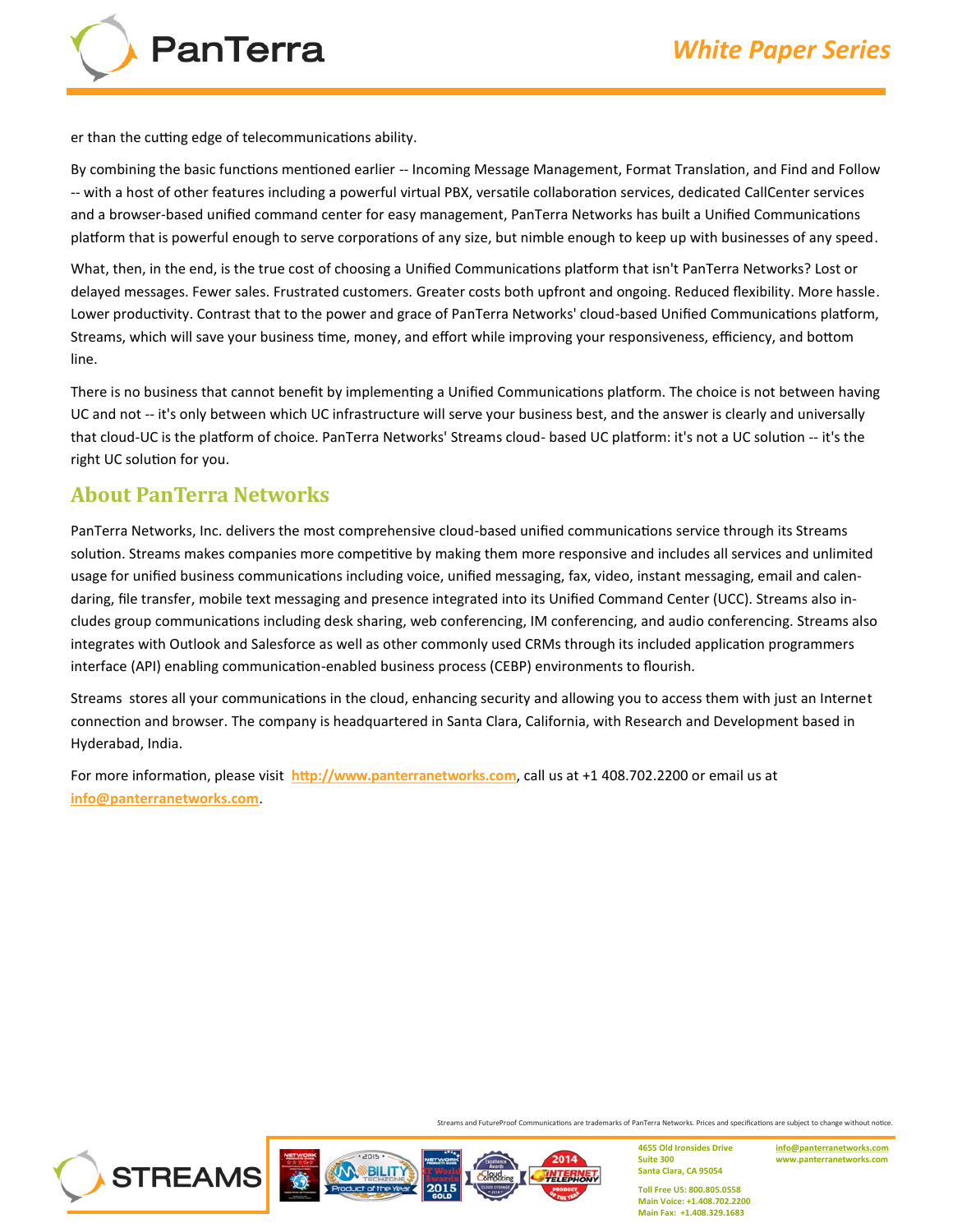er than the cutting edge of telecommunications ability.

By combining the basic functions mentioned earlier -- Incoming Message Management, Format Translation, and Find and Follow -- with a host of other features including a powerful virtual PBX, versatile collaboration services, dedicated CallCenter services and a browser-based unified command center for easy management, PanTerra Networks has built a Unified Communications platform that is powerful enough to serve corporations of any size, but nimble enough to keep up with businesses of any speed.

What, then, in the end, is the true cost of choosing a Unified Communications platform that isn't PanTerra Networks? Lost or delayed messages. Fewer sales. Frustrated customers. Greater costs both upfront and ongoing. Reduced flexibility. More hassle. Lower productivity. Contrast that to the power and grace of PanTerra Networks' cloud-based Unified Communications platform, Streams, which will save your business time, money, and effort while improving your responsiveness, efficiency, and bottom line.

There is no business that cannot benefit by implementing a Unified Communications platform. The choice is not between having UC and not -- it's only between which UC infrastructure will serve your business best, and the answer is clearly and universally that cloud-UC is the platform of choice. PanTerra Networks' Streams cloud- based UC platform: it's not a UC solution -- it's the right UC solution for you.

## About PanTerra Networks

PanTerra Networks, Inc. delivers the most comprehensive cloud-based unified communications service through its Streams solution. Streams makes companies more competitive by making them more responsive and includes all services and unlimited usage for unified business communications including voice, unified messaging, fax, video, instant messaging, email and calendaring, file transfer, mobile text messaging and presence integrated into its Unified Command Center (UCC). Streams also includes group communications including desk sharing, web conferencing, IM conferencing, and audio conferencing. Streams also integrates with Outlook and Salesforce as well as other commonly used CRMs through its included application programmers interface (API) enabling communication-enabled business process (CEBP) environments to flourish.

Streams stores all your communications in the cloud, enhancing security and allowing you to access them with just an Internet connection and browser. The company is headquartered in Santa Clara, California, with Research and Development based in Hyderabad, India.

For more information, please visit **http://www.panterranetworks.com**, call us at +1 408.702.2200 or email us at **info@panterranetworks.com**.

Streams and FutureProof Communications are trademarks of PanTerra Networks. Prices and specifications are subject to change without notice.

4655 Old Ironsides Drive
Suite 300
Santa Clara, CA 95054

Toll Free US: 800.805.0558
Main Voice: +1.408.702.2200
Main Fax: +1.408.329.1683

info@panterranetworks.com
www.panterranetworks.com